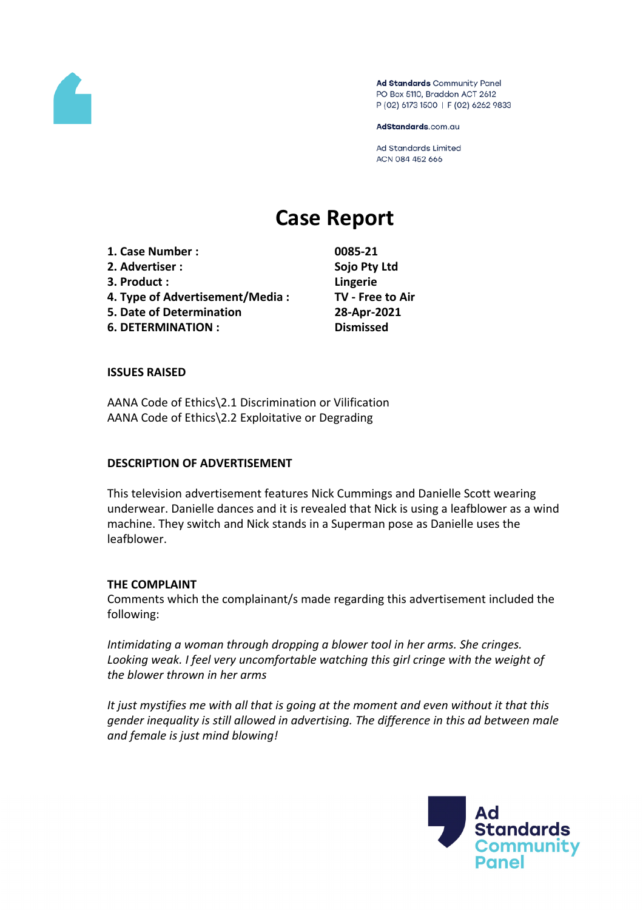Ad Standards Community Panel
PO Box 5110, Braddon ACT 2612
P (02) 6173 1500 | F (02) 6262 9833

AdStandards.com.au

Ad Standards Limited
ACN 084 452 666

# Case Report

| | |
|---|---|
| **1. Case Number :** | **0085-21** |
| **2. Advertiser :** | **Sojo Pty Ltd** |
| **3. Product :** | **Lingerie** |
| **4. Type of Advertisement/Media :** | **TV - Free to Air** |
| **5. Date of Determination** | **28-Apr-2021** |
| **6. DETERMINATION :** | **Dismissed** |

**ISSUES RAISED**

AANA Code of Ethics\2.1 Discrimination or Vilification
AANA Code of Ethics\2.2 Exploitative or Degrading

**DESCRIPTION OF ADVERTISEMENT**

This television advertisement features Nick Cummings and Danielle Scott wearing underwear. Danielle dances and it is revealed that Nick is using a leafblower as a wind machine. They switch and Nick stands in a Superman pose as Danielle uses the leafblower.

**THE COMPLAINT**

Comments which the complainant/s made regarding this advertisement included the following:

*Intimidating a woman through dropping a blower tool in her arms. She cringes. Looking weak. I feel very uncomfortable watching this girl cringe with the weight of the blower thrown in her arms*

*It just mystifies me with all that is going at the moment and even without it that this gender inequality is still allowed in advertising. The difference in this ad between male and female is just mind blowing!*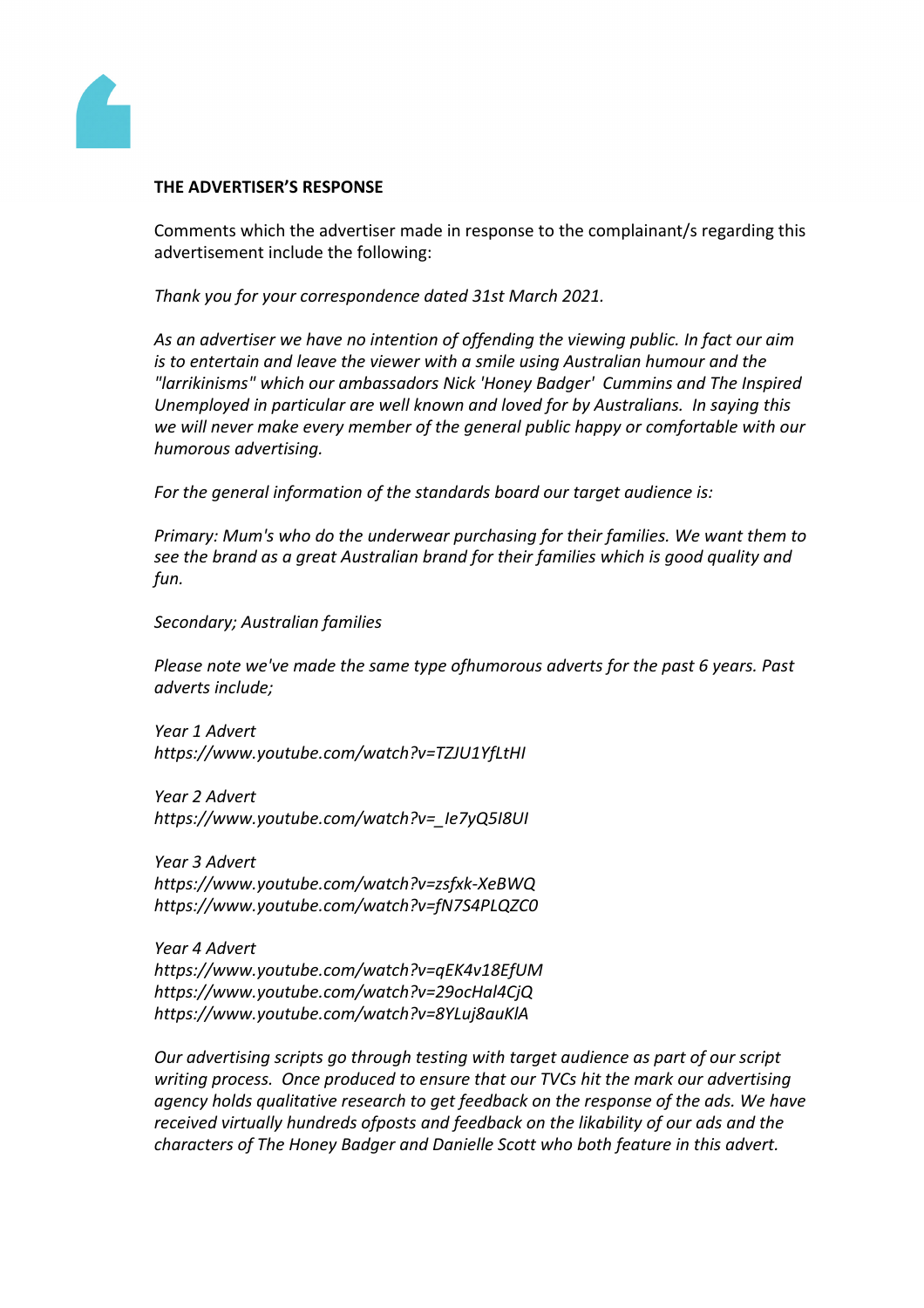**THE ADVERTISER'S RESPONSE**

Comments which the advertiser made in response to the complainant/s regarding this advertisement include the following:

*Thank you for your correspondence dated 31st March 2021.*

*As an advertiser we have no intention of offending the viewing public. In fact our aim is to entertain and leave the viewer with a smile using Australian humour and the "larrikinisms" which our ambassadors Nick 'Honey Badger' Cummins and The Inspired Unemployed in particular are well known and loved for by Australians. In saying this we will never make every member of the general public happy or comfortable with our humorous advertising.*

*For the general information of the standards board our target audience is:*

*Primary: Mum's who do the underwear purchasing for their families. We want them to see the brand as a great Australian brand for their families which is good quality and fun.*

*Secondary; Australian families*

*Please note we've made the same type ofhumorous adverts for the past 6 years. Past adverts include;*

*Year 1 Advert*
*https://www.youtube.com/watch?v=TZJU1YfLtHI*

*Year 2 Advert*
*https://www.youtube.com/watch?v=_Ie7yQ5I8UI*

*Year 3 Advert*
*https://www.youtube.com/watch?v=zsfxk-XeBWQ*
*https://www.youtube.com/watch?v=fN7S4PLQZC0*

*Year 4 Advert*
*https://www.youtube.com/watch?v=qEK4v18EfUM*
*https://www.youtube.com/watch?v=29ocHal4CjQ*
*https://www.youtube.com/watch?v=8YLuj8auKlA*

*Our advertising scripts go through testing with target audience as part of our script writing process. Once produced to ensure that our TVCs hit the mark our advertising agency holds qualitative research to get feedback on the response of the ads. We have received virtually hundreds ofposts and feedback on the likability of our ads and the characters of The Honey Badger and Danielle Scott who both feature in this advert.*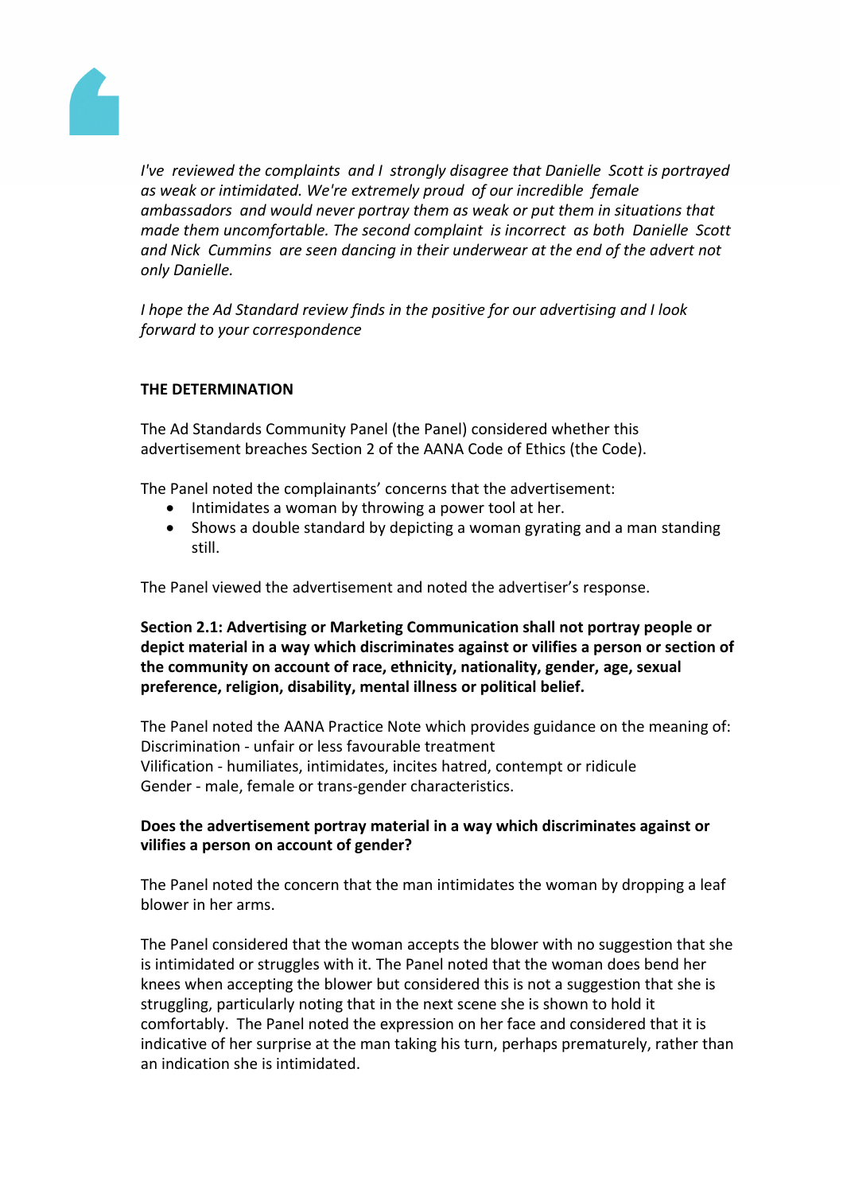*I've reviewed the complaints and I strongly disagree that Danielle Scott is portrayed as weak or intimidated. We're extremely proud of our incredible female ambassadors and would never portray them as weak or put them in situations that made them uncomfortable. The second complaint is incorrect as both Danielle Scott and Nick Cummins are seen dancing in their underwear at the end of the advert not only Danielle.*

*I hope the Ad Standard review finds in the positive for our advertising and I look forward to your correspondence*

**THE DETERMINATION**

The Ad Standards Community Panel (the Panel) considered whether this advertisement breaches Section 2 of the AANA Code of Ethics (the Code).

The Panel noted the complainants' concerns that the advertisement:

- Intimidates a woman by throwing a power tool at her.
- Shows a double standard by depicting a woman gyrating and a man standing still.

The Panel viewed the advertisement and noted the advertiser's response.

**Section 2.1: Advertising or Marketing Communication shall not portray people or depict material in a way which discriminates against or vilifies a person or section of the community on account of race, ethnicity, nationality, gender, age, sexual preference, religion, disability, mental illness or political belief.**

The Panel noted the AANA Practice Note which provides guidance on the meaning of:
Discrimination - unfair or less favourable treatment
Vilification - humiliates, intimidates, incites hatred, contempt or ridicule
Gender - male, female or trans-gender characteristics.

**Does the advertisement portray material in a way which discriminates against or vilifies a person on account of gender?**

The Panel noted the concern that the man intimidates the woman by dropping a leaf blower in her arms.

The Panel considered that the woman accepts the blower with no suggestion that she is intimidated or struggles with it. The Panel noted that the woman does bend her knees when accepting the blower but considered this is not a suggestion that she is struggling, particularly noting that in the next scene she is shown to hold it comfortably. The Panel noted the expression on her face and considered that it is indicative of her surprise at the man taking his turn, perhaps prematurely, rather than an indication she is intimidated.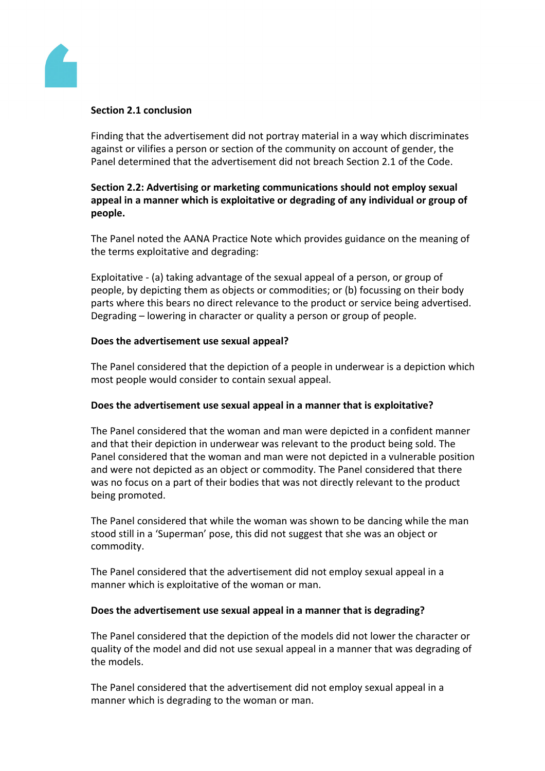**Section 2.1 conclusion**

Finding that the advertisement did not portray material in a way which discriminates against or vilifies a person or section of the community on account of gender, the Panel determined that the advertisement did not breach Section 2.1 of the Code.

**Section 2.2: Advertising or marketing communications should not employ sexual appeal in a manner which is exploitative or degrading of any individual or group of people.**

The Panel noted the AANA Practice Note which provides guidance on the meaning of the terms exploitative and degrading:

Exploitative - (a) taking advantage of the sexual appeal of a person, or group of people, by depicting them as objects or commodities; or (b) focussing on their body parts where this bears no direct relevance to the product or service being advertised.
Degrading – lowering in character or quality a person or group of people.

**Does the advertisement use sexual appeal?**

The Panel considered that the depiction of a people in underwear is a depiction which most people would consider to contain sexual appeal.

**Does the advertisement use sexual appeal in a manner that is exploitative?**

The Panel considered that the woman and man were depicted in a confident manner and that their depiction in underwear was relevant to the product being sold. The Panel considered that the woman and man were not depicted in a vulnerable position and were not depicted as an object or commodity. The Panel considered that there was no focus on a part of their bodies that was not directly relevant to the product being promoted.

The Panel considered that while the woman was shown to be dancing while the man stood still in a 'Superman' pose, this did not suggest that she was an object or commodity.

The Panel considered that the advertisement did not employ sexual appeal in a manner which is exploitative of the woman or man.

**Does the advertisement use sexual appeal in a manner that is degrading?**

The Panel considered that the depiction of the models did not lower the character or quality of the model and did not use sexual appeal in a manner that was degrading of the models.

The Panel considered that the advertisement did not employ sexual appeal in a manner which is degrading to the woman or man.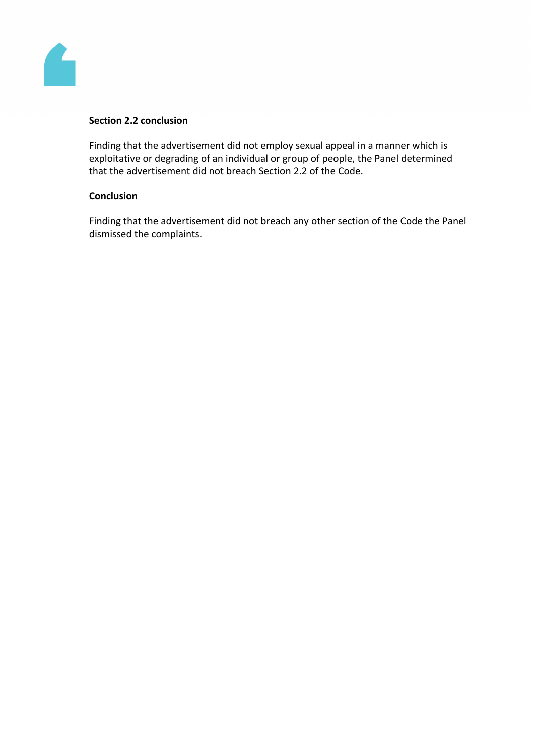**Section 2.2 conclusion**

Finding that the advertisement did not employ sexual appeal in a manner which is exploitative or degrading of an individual or group of people, the Panel determined that the advertisement did not breach Section 2.2 of the Code.

**Conclusion**

Finding that the advertisement did not breach any other section of the Code the Panel dismissed the complaints.